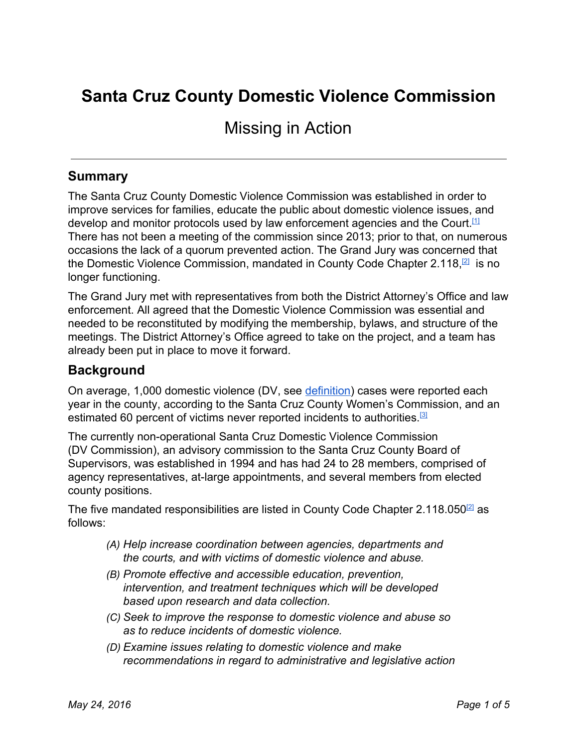# Santa Cruz County Domestic Violence Commission

Missing in Action

---

## Summary

The Santa Cruz County Domestic Violence Commission was established in order to improve services for families, educate the public about domestic violence issues, and develop and monitor protocols used by law enforcement agencies and the Court.[1] There has not been a meeting of the commission since 2013; prior to that, on numerous occasions the lack of a quorum prevented action. The Grand Jury was concerned that the Domestic Violence Commission, mandated in County Code Chapter 2.118,[2] is no longer functioning.

The Grand Jury met with representatives from both the District Attorney's Office and law enforcement. All agreed that the Domestic Violence Commission was essential and needed to be reconstituted by modifying the membership, bylaws, and structure of the meetings. The District Attorney's Office agreed to take on the project, and a team has already been put in place to move it forward.

## Background

On average, 1,000 domestic violence (DV, see definition) cases were reported each year in the county, according to the Santa Cruz County Women's Commission, and an estimated 60 percent of victims never reported incidents to authorities.[3]

The currently non-operational Santa Cruz Domestic Violence Commission (DV Commission), an advisory commission to the Santa Cruz County Board of Supervisors, was established in 1994 and has had 24 to 28 members, comprised of agency representatives, at-large appointments, and several members from elected county positions.

The five mandated responsibilities are listed in County Code Chapter 2.118.050[2] as follows:

> *(A) Help increase coordination between agencies, departments and the courts, and with victims of domestic violence and abuse.*
>
> *(B) Promote effective and accessible education, prevention, intervention, and treatment techniques which will be developed based upon research and data collection.*
>
> *(C) Seek to improve the response to domestic violence and abuse so as to reduce incidents of domestic violence.*
>
> *(D) Examine issues relating to domestic violence and make recommendations in regard to administrative and legislative action*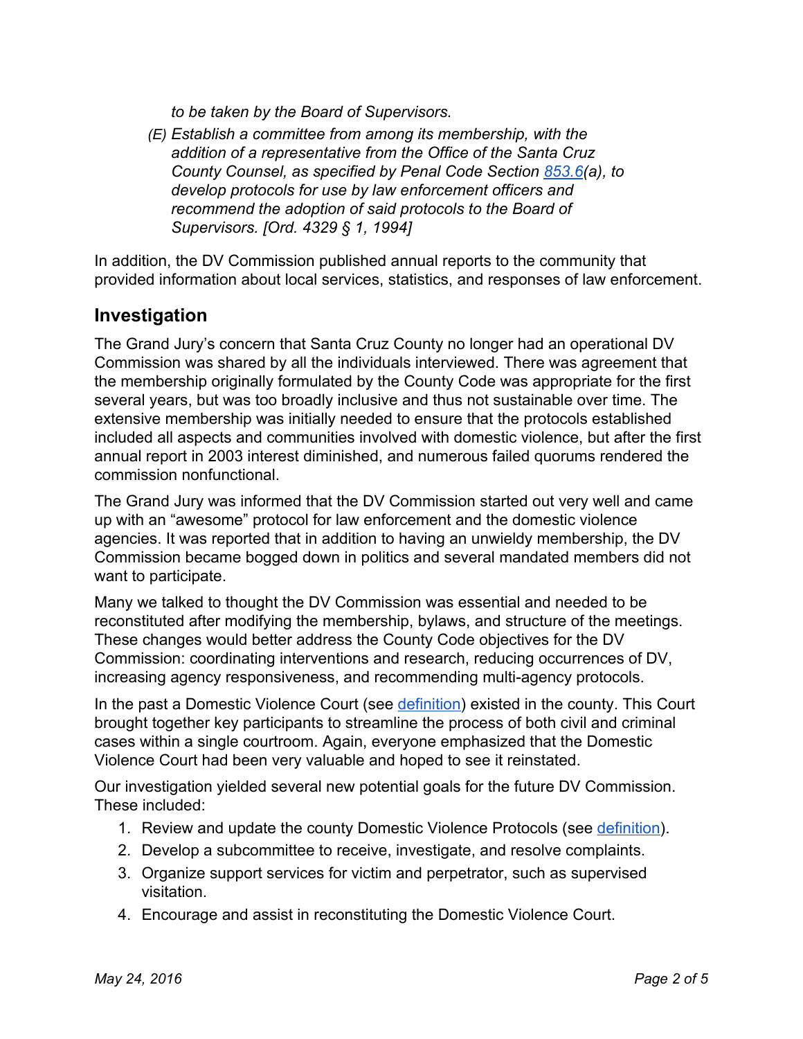*to be taken by the Board of Supervisors.*

*(E) Establish a committee from among its membership, with the addition of a representative from the Office of the Santa Cruz County Counsel, as specified by Penal Code Section [853.6](a), to develop protocols for use by law enforcement officers and recommend the adoption of said protocols to the Board of Supervisors. [Ord. 4329 § 1, 1994]*

In addition, the DV Commission published annual reports to the community that provided information about local services, statistics, and responses of law enforcement.

## Investigation

The Grand Jury's concern that Santa Cruz County no longer had an operational DV Commission was shared by all the individuals interviewed. There was agreement that the membership originally formulated by the County Code was appropriate for the first several years, but was too broadly inclusive and thus not sustainable over time. The extensive membership was initially needed to ensure that the protocols established included all aspects and communities involved with domestic violence, but after the first annual report in 2003 interest diminished, and numerous failed quorums rendered the commission nonfunctional.

The Grand Jury was informed that the DV Commission started out very well and came up with an "awesome" protocol for law enforcement and the domestic violence agencies. It was reported that in addition to having an unwieldy membership, the DV Commission became bogged down in politics and several mandated members did not want to participate.

Many we talked to thought the DV Commission was essential and needed to be reconstituted after modifying the membership, bylaws, and structure of the meetings. These changes would better address the County Code objectives for the DV Commission: coordinating interventions and research, reducing occurrences of DV, increasing agency responsiveness, and recommending multi-agency protocols.

In the past a Domestic Violence Court (see definition) existed in the county. This Court brought together key participants to streamline the process of both civil and criminal cases within a single courtroom. Again, everyone emphasized that the Domestic Violence Court had been very valuable and hoped to see it reinstated.

Our investigation yielded several new potential goals for the future DV Commission. These included:

1. Review and update the county Domestic Violence Protocols (see definition).
2. Develop a subcommittee to receive, investigate, and resolve complaints.
3. Organize support services for victim and perpetrator, such as supervised visitation.
4. Encourage and assist in reconstituting the Domestic Violence Court.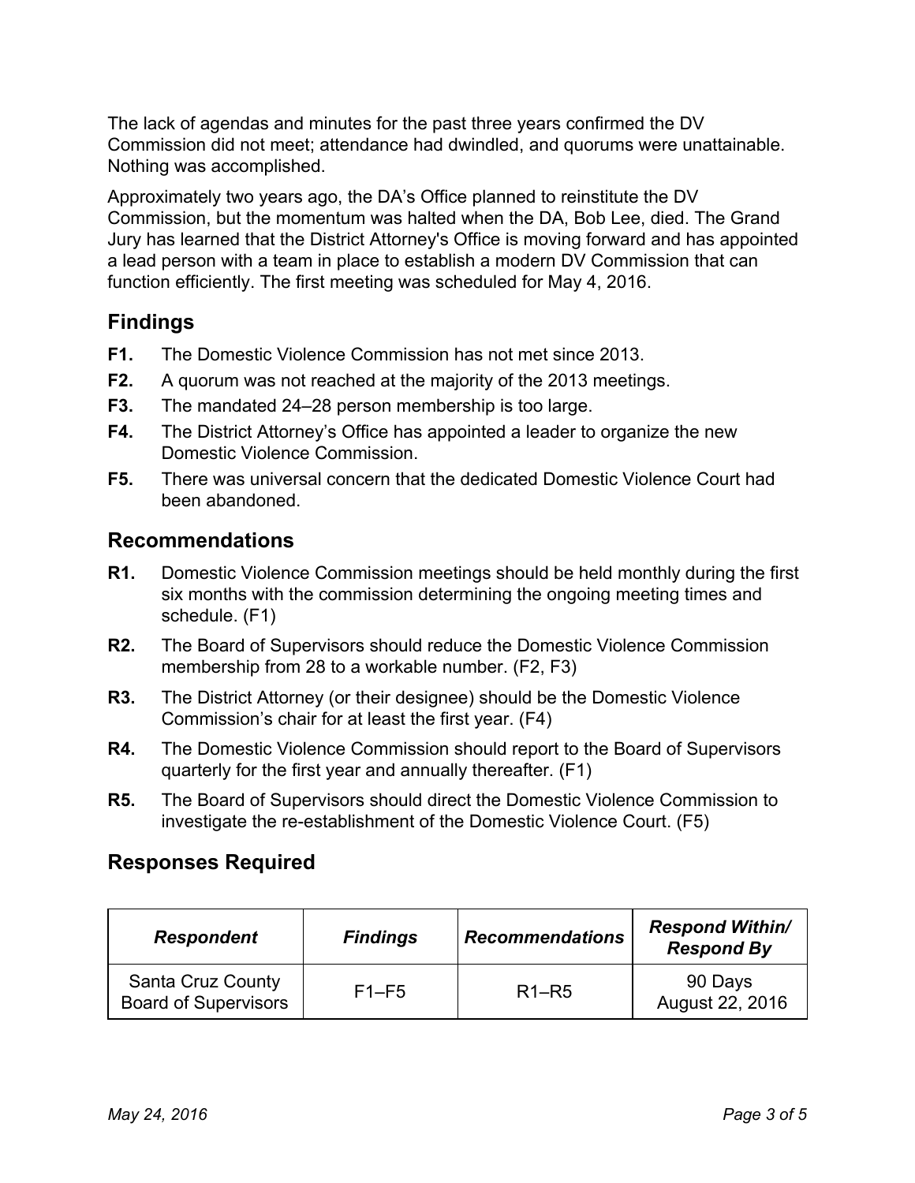The lack of agendas and minutes for the past three years confirmed the DV Commission did not meet; attendance had dwindled, and quorums were unattainable. Nothing was accomplished.

Approximately two years ago, the DA's Office planned to reinstitute the DV Commission, but the momentum was halted when the DA, Bob Lee, died. The Grand Jury has learned that the District Attorney's Office is moving forward and has appointed a lead person with a team in place to establish a modern DV Commission that can function efficiently. The first meeting was scheduled for May 4, 2016.

## Findings

**F1.** The Domestic Violence Commission has not met since 2013.

**F2.** A quorum was not reached at the majority of the 2013 meetings.

**F3.** The mandated 24–28 person membership is too large.

**F4.** The District Attorney's Office has appointed a leader to organize the new Domestic Violence Commission.

**F5.** There was universal concern that the dedicated Domestic Violence Court had been abandoned.

## Recommendations

**R1.** Domestic Violence Commission meetings should be held monthly during the first six months with the commission determining the ongoing meeting times and schedule. (F1)

**R2.** The Board of Supervisors should reduce the Domestic Violence Commission membership from 28 to a workable number. (F2, F3)

**R3.** The District Attorney (or their designee) should be the Domestic Violence Commission's chair for at least the first year. (F4)

**R4.** The Domestic Violence Commission should report to the Board of Supervisors quarterly for the first year and annually thereafter. (F1)

**R5.** The Board of Supervisors should direct the Domestic Violence Commission to investigate the re-establishment of the Domestic Violence Court. (F5)

## Responses Required

| *Respondent* | *Findings* | *Recommendations* | *Respond Within/ Respond By* |
| --- | --- | --- | --- |
| Santa Cruz County Board of Supervisors | F1–F5 | R1–R5 | 90 Days August 22, 2016 |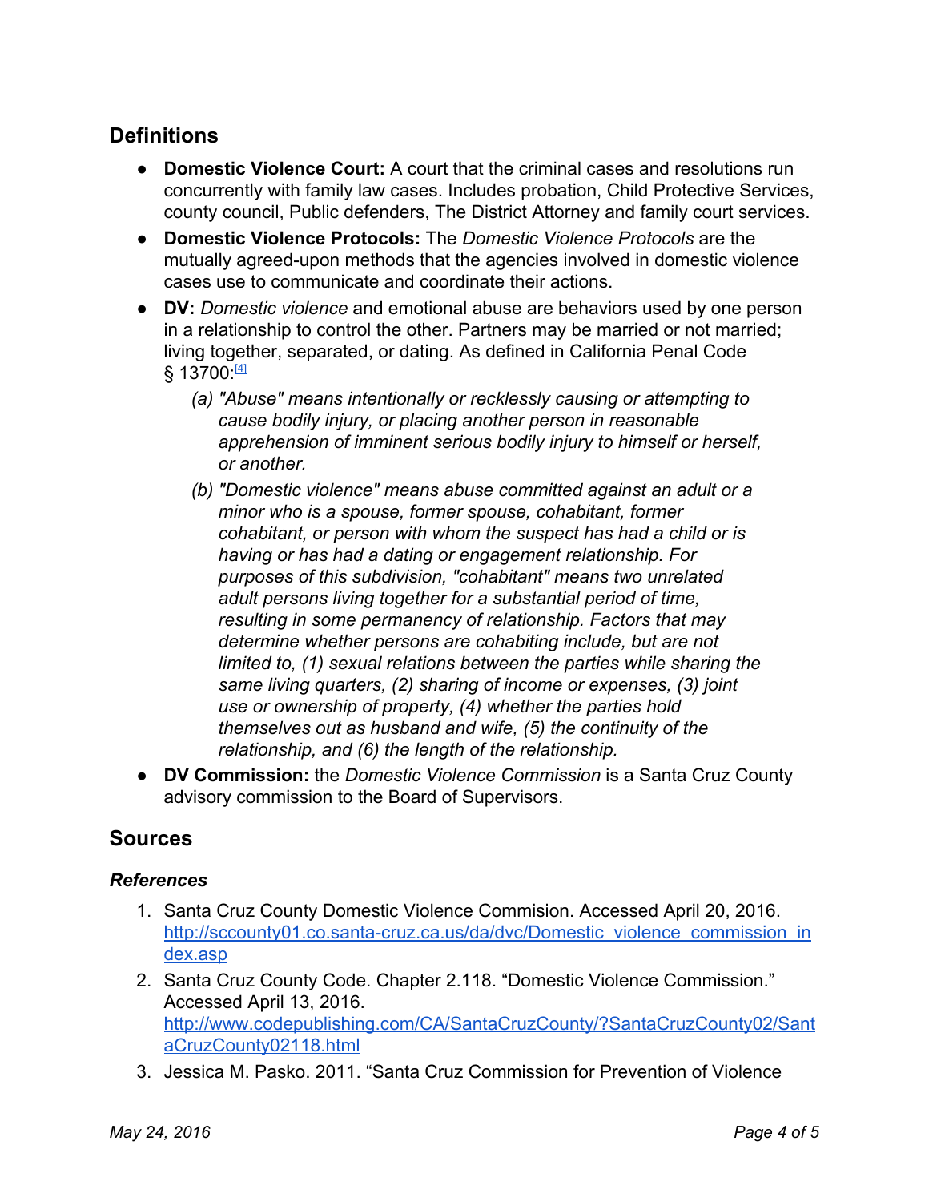## Definitions

- **Domestic Violence Court:** A court that the criminal cases and resolutions run concurrently with family law cases. Includes probation, Child Protective Services, county council, Public defenders, The District Attorney and family court services.
- **Domestic Violence Protocols:** The *Domestic Violence Protocols* are the mutually agreed-upon methods that the agencies involved in domestic violence cases use to communicate and coordinate their actions.
- **DV:** *Domestic violence* and emotional abuse are behaviors used by one person in a relationship to control the other. Partners may be married or not married; living together, separated, or dating. As defined in California Penal Code § 13700:[4]
  - *(a) "Abuse" means intentionally or recklessly causing or attempting to cause bodily injury, or placing another person in reasonable apprehension of imminent serious bodily injury to himself or herself, or another.*
  - *(b) "Domestic violence" means abuse committed against an adult or a minor who is a spouse, former spouse, cohabitant, former cohabitant, or person with whom the suspect has had a child or is having or has had a dating or engagement relationship. For purposes of this subdivision, "cohabitant" means two unrelated adult persons living together for a substantial period of time, resulting in some permanency of relationship. Factors that may determine whether persons are cohabiting include, but are not limited to, (1) sexual relations between the parties while sharing the same living quarters, (2) sharing of income or expenses, (3) joint use or ownership of property, (4) whether the parties hold themselves out as husband and wife, (5) the continuity of the relationship, and (6) the length of the relationship.*
- **DV Commission:** the *Domestic Violence Commission* is a Santa Cruz County advisory commission to the Board of Supervisors.

## Sources

### *References*

1. Santa Cruz County Domestic Violence Commision. Accessed April 20, 2016. http://sccounty01.co.santa-cruz.ca.us/da/dvc/Domestic_violence_commission_index.asp
2. Santa Cruz County Code. Chapter 2.118. "Domestic Violence Commission." Accessed April 13, 2016. http://www.codepublishing.com/CA/SantaCruzCounty/?SantaCruzCounty02/SantaCruzCounty02118.html
3. Jessica M. Pasko. 2011. "Santa Cruz Commission for Prevention of Violence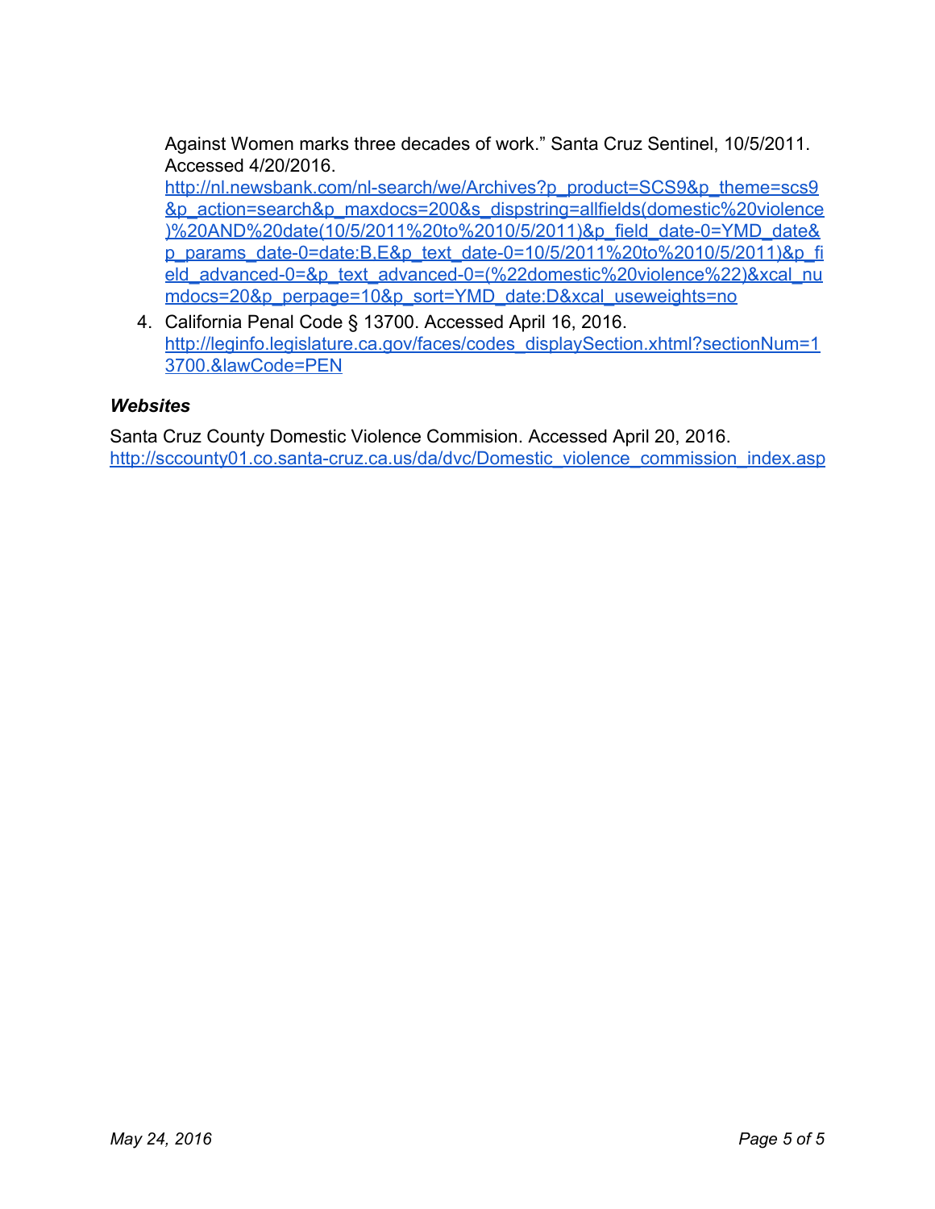Against Women marks three decades of work." Santa Cruz Sentinel, 10/5/2011. Accessed 4/20/2016.
http://nl.newsbank.com/nl-search/we/Archives?p_product=SCS9&p_theme=scs9&p_action=search&p_maxdocs=200&s_dispstring=allfields(domestic%20violence)%20AND%20date(10/5/2011%20to%2010/5/2011)&p_field_date-0=YMD_date&p_params_date-0=date:B,E&p_text_date-0=10/5/2011%20to%2010/5/2011)&p_field_advanced-0=&p_text_advanced-0=(%22domestic%20violence%22)&xcal_numdocs=20&p_perpage=10&p_sort=YMD_date:D&xcal_useweights=no

4. California Penal Code § 13700. Accessed April 16, 2016. http://leginfo.legislature.ca.gov/faces/codes_displaySection.xhtml?sectionNum=13700.&lawCode=PEN

### *Websites*

Santa Cruz County Domestic Violence Commision. Accessed April 20, 2016.
http://sccounty01.co.santa-cruz.ca.us/da/dvc/Domestic_violence_commission_index.asp